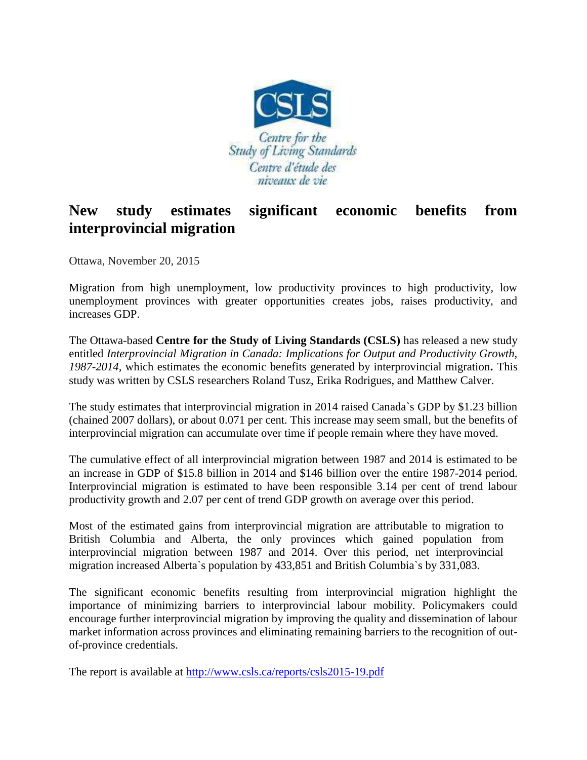CSLS

Centre for the Study of Living Standards

Centre d'étude des niveaux de vie

# New study estimates significant economic benefits from interprovincial migration

Ottawa, November 20, 2015

Migration from high unemployment, low productivity provinces to high productivity, low unemployment provinces with greater opportunities creates jobs, raises productivity, and increases GDP.

The Ottawa-based **Centre for the Study of Living Standards (CSLS)** has released a new study entitled *Interprovincial Migration in Canada: Implications for Output and Productivity Growth, 1987-2014,* which estimates the economic benefits generated by interprovincial migration**.** This study was written by CSLS researchers Roland Tusz, Erika Rodrigues, and Matthew Calver.

The study estimates that interprovincial migration in 2014 raised Canada`s GDP by $1.23 billion (chained 2007 dollars), or about 0.071 per cent. This increase may seem small, but the benefits of interprovincial migration can accumulate over time if people remain where they have moved.

The cumulative effect of all interprovincial migration between 1987 and 2014 is estimated to be an increase in GDP of $15.8 billion in 2014 and $146 billion over the entire 1987-2014 period. Interprovincial migration is estimated to have been responsible 3.14 per cent of trend labour productivity growth and 2.07 per cent of trend GDP growth on average over this period.

Most of the estimated gains from interprovincial migration are attributable to migration to British Columbia and Alberta, the only provinces which gained population from interprovincial migration between 1987 and 2014. Over this period, net interprovincial migration increased Alberta`s population by 433,851 and British Columbia`s by 331,083.

The significant economic benefits resulting from interprovincial migration highlight the importance of minimizing barriers to interprovincial labour mobility. Policymakers could encourage further interprovincial migration by improving the quality and dissemination of labour market information across provinces and eliminating remaining barriers to the recognition of out-of-province credentials.

The report is available at http://www.csls.ca/reports/csls2015-19.pdf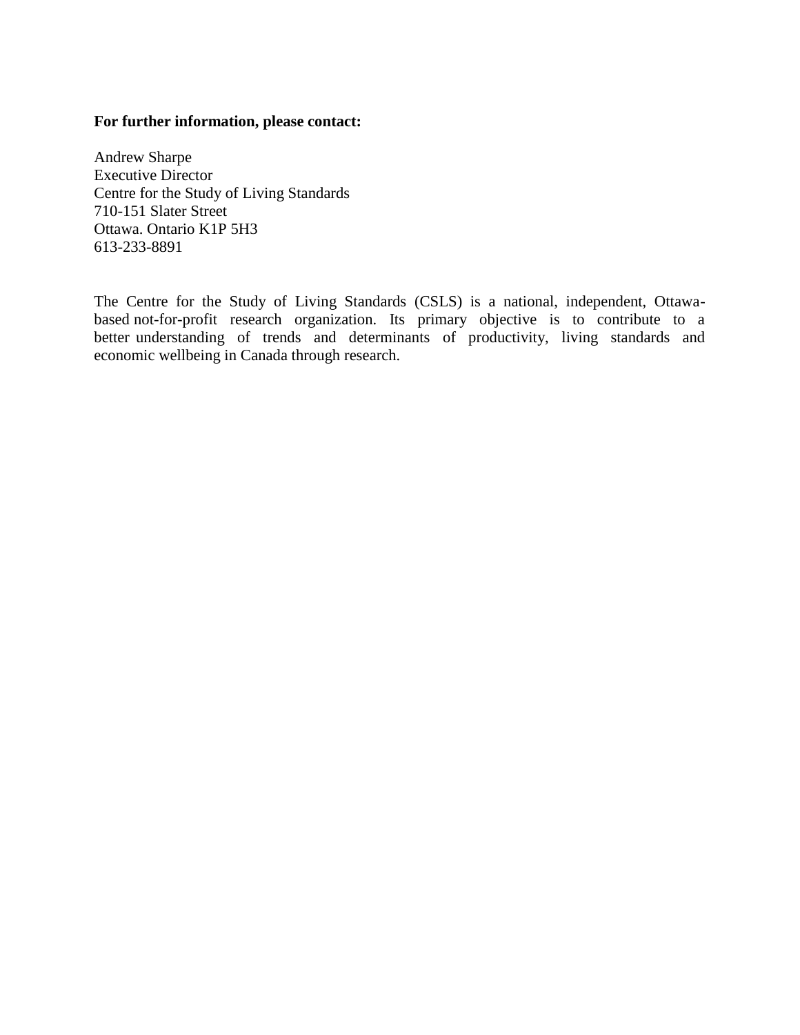**For further information, please contact:**

Andrew Sharpe
Executive Director
Centre for the Study of Living Standards
710-151 Slater Street
Ottawa. Ontario K1P 5H3
613-233-8891

The Centre for the Study of Living Standards (CSLS) is a national, independent, Ottawa-based not-for-profit research organization. Its primary objective is to contribute to a better understanding of trends and determinants of productivity, living standards and economic wellbeing in Canada through research.